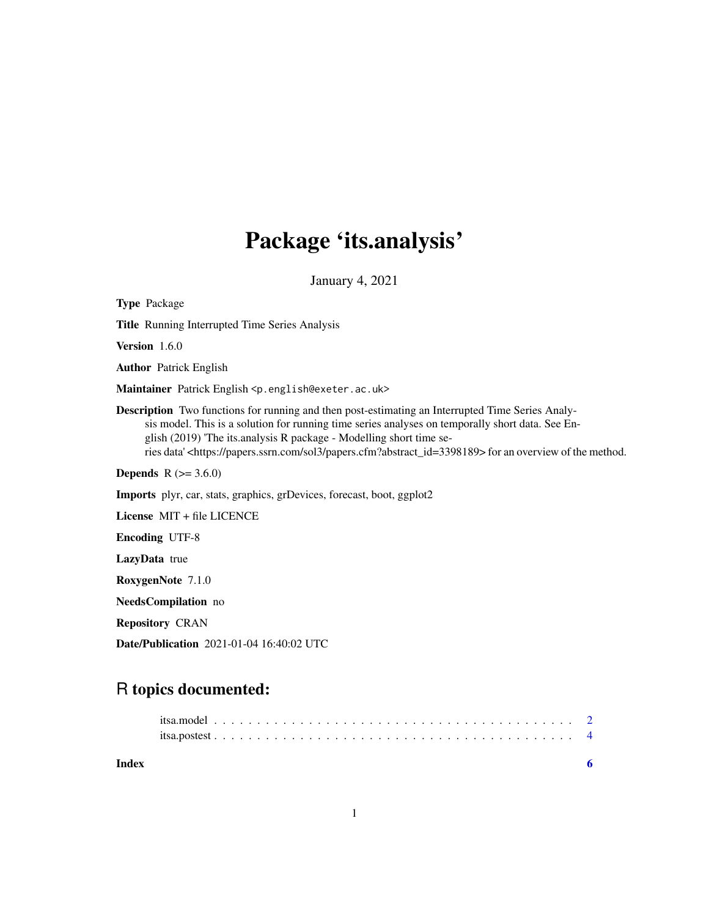# Package 'its.analysis'

January 4, 2021

**Type** Package

**Title** Running Interrupted Time Series Analysis

**Version** 1.6.0

**Author** Patrick English

**Maintainer** Patrick English <p.english@exeter.ac.uk>

**Description** Two functions for running and then post-estimating an Interrupted Time Series Analysis model. This is a solution for running time series analyses on temporally short data. See English (2019) 'The its.analysis R package - Modelling short time series data' <https://papers.ssrn.com/sol3/papers.cfm?abstract_id=3398189> for an overview of the method.

**Depends** R (>= 3.6.0)

**Imports** plyr, car, stats, graphics, grDevices, forecast, boot, ggplot2

**License** MIT + file LICENCE

**Encoding** UTF-8

**LazyData** true

**RoxygenNote** 7.1.0

**NeedsCompilation** no

**Repository** CRAN

**Date/Publication** 2021-01-04 16:40:02 UTC

## R topics documented:

itsa.model . . . . . . . . . . . . . . . . . . . . . . . . . . . . . . . . . . . . . . . . . 2
itsa.postest . . . . . . . . . . . . . . . . . . . . . . . . . . . . . . . . . . . . . . . . 4

**Index** 6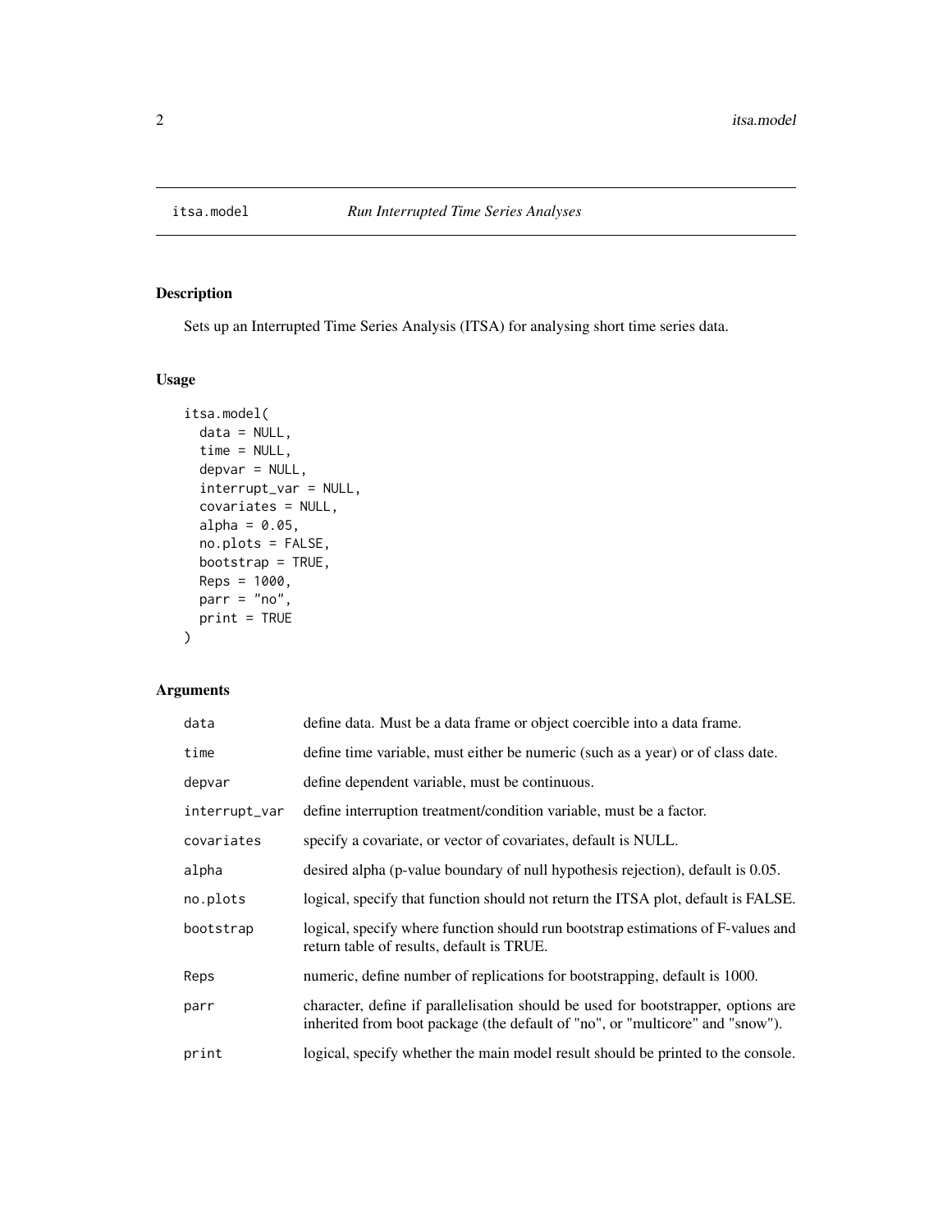# itsa.model — *Run Interrupted Time Series Analyses*

## Description

Sets up an Interrupted Time Series Analysis (ITSA) for analysing short time series data.

## Usage

```
itsa.model(
  data = NULL,
  time = NULL,
  depvar = NULL,
  interrupt_var = NULL,
  covariates = NULL,
  alpha = 0.05,
  no.plots = FALSE,
  bootstrap = TRUE,
  Reps = 1000,
  parr = "no",
  print = TRUE
)
```

## Arguments

| | |
|---|---|
| `data` | define data. Must be a data frame or object coercible into a data frame. |
| `time` | define time variable, must either be numeric (such as a year) or of class date. |
| `depvar` | define dependent variable, must be continuous. |
| `interrupt_var` | define interruption treatment/condition variable, must be a factor. |
| `covariates` | specify a covariate, or vector of covariates, default is NULL. |
| `alpha` | desired alpha (p-value boundary of null hypothesis rejection), default is 0.05. |
| `no.plots` | logical, specify that function should not return the ITSA plot, default is FALSE. |
| `bootstrap` | logical, specify where function should run bootstrap estimations of F-values and return table of results, default is TRUE. |
| `Reps` | numeric, define number of replications for bootstrapping, default is 1000. |
| `parr` | character, define if parallelisation should be used for bootstrapper, options are inherited from boot package (the default of "no", or "multicore" and "snow"). |
| `print` | logical, specify whether the main model result should be printed to the console. |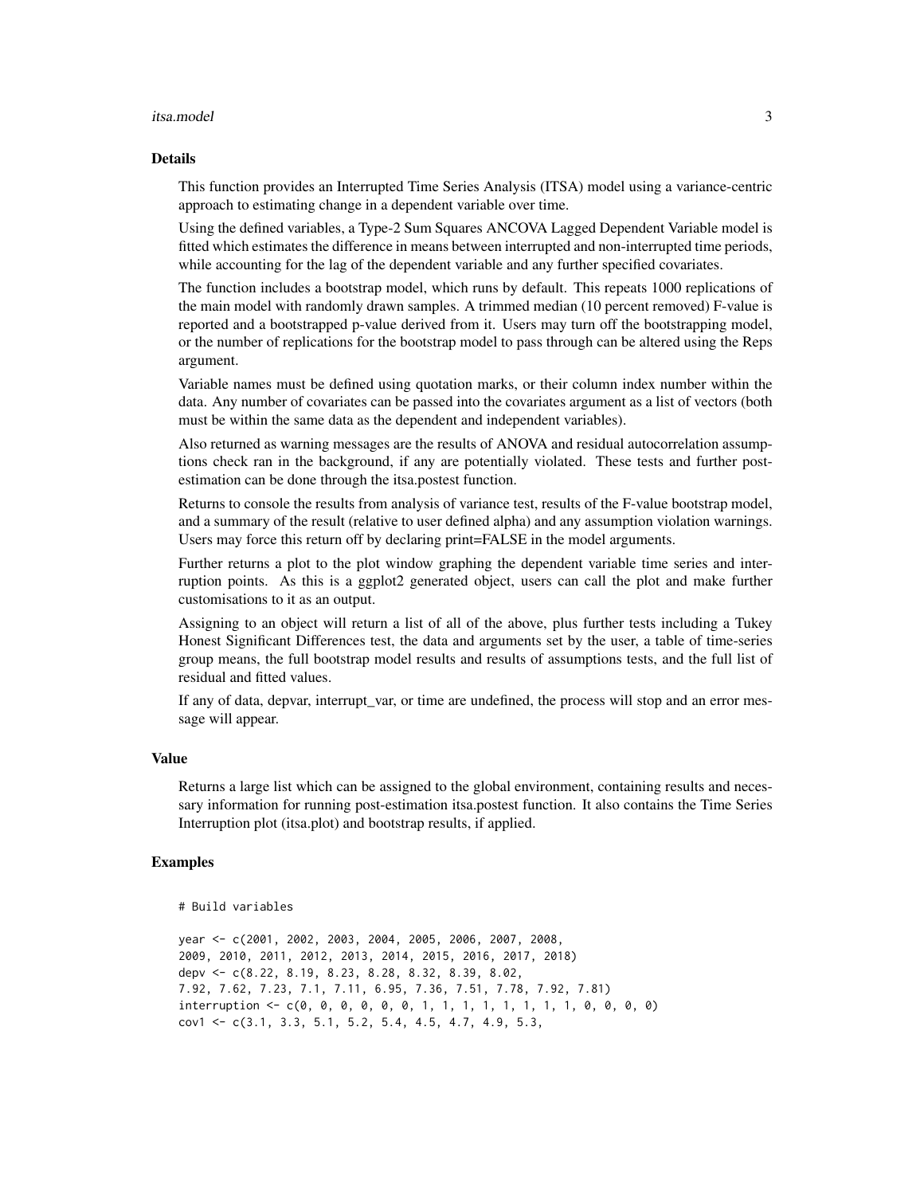## Details

This function provides an Interrupted Time Series Analysis (ITSA) model using a variance-centric approach to estimating change in a dependent variable over time.

Using the defined variables, a Type-2 Sum Squares ANCOVA Lagged Dependent Variable model is fitted which estimates the difference in means between interrupted and non-interrupted time periods, while accounting for the lag of the dependent variable and any further specified covariates.

The function includes a bootstrap model, which runs by default. This repeats 1000 replications of the main model with randomly drawn samples. A trimmed median (10 percent removed) F-value is reported and a bootstrapped p-value derived from it. Users may turn off the bootstrapping model, or the number of replications for the bootstrap model to pass through can be altered using the Reps argument.

Variable names must be defined using quotation marks, or their column index number within the data. Any number of covariates can be passed into the covariates argument as a list of vectors (both must be within the same data as the dependent and independent variables).

Also returned as warning messages are the results of ANOVA and residual autocorrelation assumptions check ran in the background, if any are potentially violated. These tests and further post-estimation can be done through the itsa.postest function.

Returns to console the results from analysis of variance test, results of the F-value bootstrap model, and a summary of the result (relative to user defined alpha) and any assumption violation warnings. Users may force this return off by declaring print=FALSE in the model arguments.

Further returns a plot to the plot window graphing the dependent variable time series and interruption points. As this is a ggplot2 generated object, users can call the plot and make further customisations to it as an output.

Assigning to an object will return a list of all of the above, plus further tests including a Tukey Honest Significant Differences test, the data and arguments set by the user, a table of time-series group means, the full bootstrap model results and results of assumptions tests, and the full list of residual and fitted values.

If any of data, depvar, interrupt_var, or time are undefined, the process will stop and an error message will appear.

## Value

Returns a large list which can be assigned to the global environment, containing results and necessary information for running post-estimation itsa.postest function. It also contains the Time Series Interruption plot (itsa.plot) and bootstrap results, if applied.

## Examples

```
# Build variables

year <- c(2001, 2002, 2003, 2004, 2005, 2006, 2007, 2008,
2009, 2010, 2011, 2012, 2013, 2014, 2015, 2016, 2017, 2018)
depv <- c(8.22, 8.19, 8.23, 8.28, 8.32, 8.39, 8.02,
7.92, 7.62, 7.23, 7.1, 7.11, 6.95, 7.36, 7.51, 7.78, 7.92, 7.81)
interruption <- c(0, 0, 0, 0, 0, 0, 1, 1, 1, 1, 1, 1, 1, 1, 0, 0, 0, 0)
cov1 <- c(3.1, 3.3, 5.1, 5.2, 5.4, 4.5, 4.7, 4.9, 5.3,
```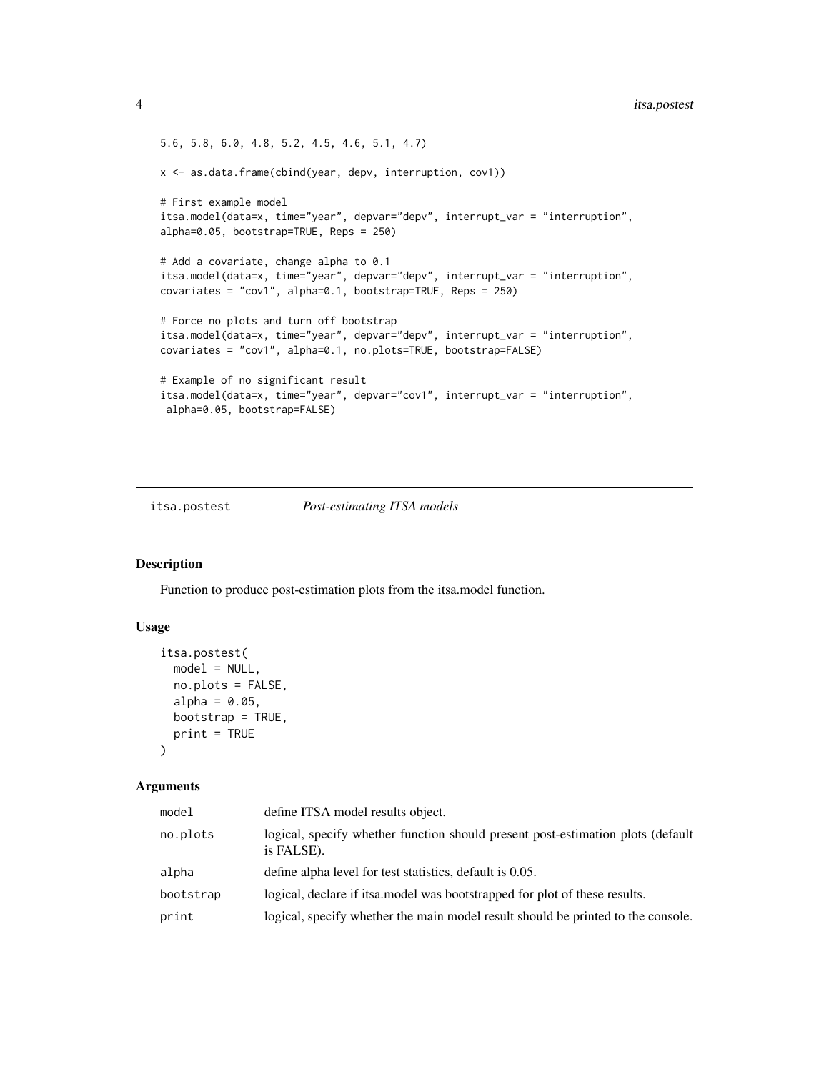```
5.6, 5.8, 6.0, 4.8, 5.2, 4.5, 4.6, 5.1, 4.7)

x <- as.data.frame(cbind(year, depv, interruption, cov1))

# First example model
itsa.model(data=x, time="year", depvar="depv", interrupt_var = "interruption",
alpha=0.05, bootstrap=TRUE, Reps = 250)

# Add a covariate, change alpha to 0.1
itsa.model(data=x, time="year", depvar="depv", interrupt_var = "interruption",
covariates = "cov1", alpha=0.1, bootstrap=TRUE, Reps = 250)

# Force no plots and turn off bootstrap
itsa.model(data=x, time="year", depvar="depv", interrupt_var = "interruption",
covariates = "cov1", alpha=0.1, no.plots=TRUE, bootstrap=FALSE)

# Example of no significant result
itsa.model(data=x, time="year", depvar="cov1", interrupt_var = "interruption",
 alpha=0.05, bootstrap=FALSE)
```

## itsa.postest *Post-estimating ITSA models*

### Description

Function to produce post-estimation plots from the itsa.model function.

### Usage

```
itsa.postest(
  model = NULL,
  no.plots = FALSE,
  alpha = 0.05,
  bootstrap = TRUE,
  print = TRUE
)
```

### Arguments

| | |
|---|---|
| model | define ITSA model results object. |
| no.plots | logical, specify whether function should present post-estimation plots (default is FALSE). |
| alpha | define alpha level for test statistics, default is 0.05. |
| bootstrap | logical, declare if itsa.model was bootstrapped for plot of these results. |
| print | logical, specify whether the main model result should be printed to the console. |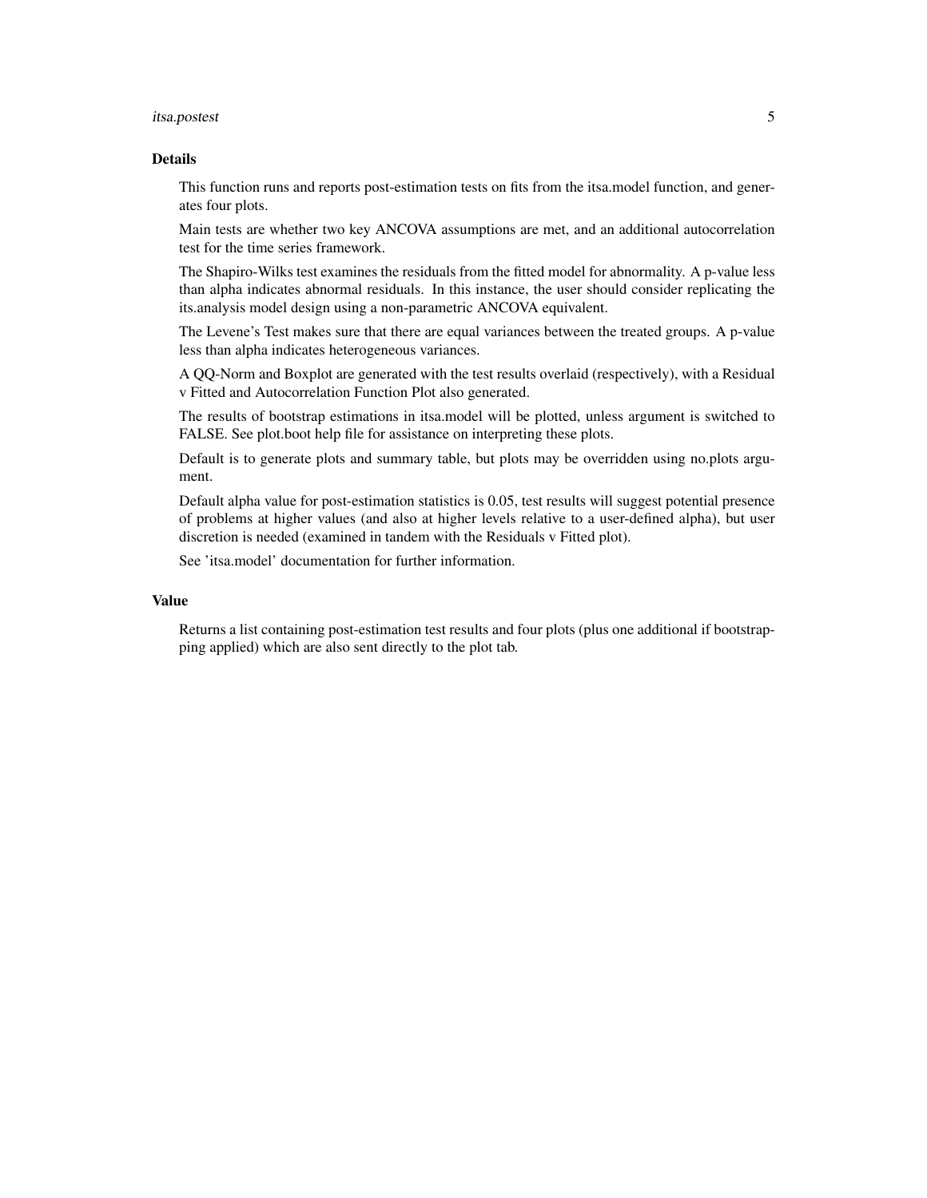## Details

This function runs and reports post-estimation tests on fits from the itsa.model function, and generates four plots.

Main tests are whether two key ANCOVA assumptions are met, and an additional autocorrelation test for the time series framework.

The Shapiro-Wilks test examines the residuals from the fitted model for abnormality. A p-value less than alpha indicates abnormal residuals. In this instance, the user should consider replicating the its.analysis model design using a non-parametric ANCOVA equivalent.

The Levene's Test makes sure that there are equal variances between the treated groups. A p-value less than alpha indicates heterogeneous variances.

A QQ-Norm and Boxplot are generated with the test results overlaid (respectively), with a Residual v Fitted and Autocorrelation Function Plot also generated.

The results of bootstrap estimations in itsa.model will be plotted, unless argument is switched to FALSE. See plot.boot help file for assistance on interpreting these plots.

Default is to generate plots and summary table, but plots may be overridden using no.plots argument.

Default alpha value for post-estimation statistics is 0.05, test results will suggest potential presence of problems at higher values (and also at higher levels relative to a user-defined alpha), but user discretion is needed (examined in tandem with the Residuals v Fitted plot).

See 'itsa.model' documentation for further information.

## Value

Returns a list containing post-estimation test results and four plots (plus one additional if bootstrapping applied) which are also sent directly to the plot tab.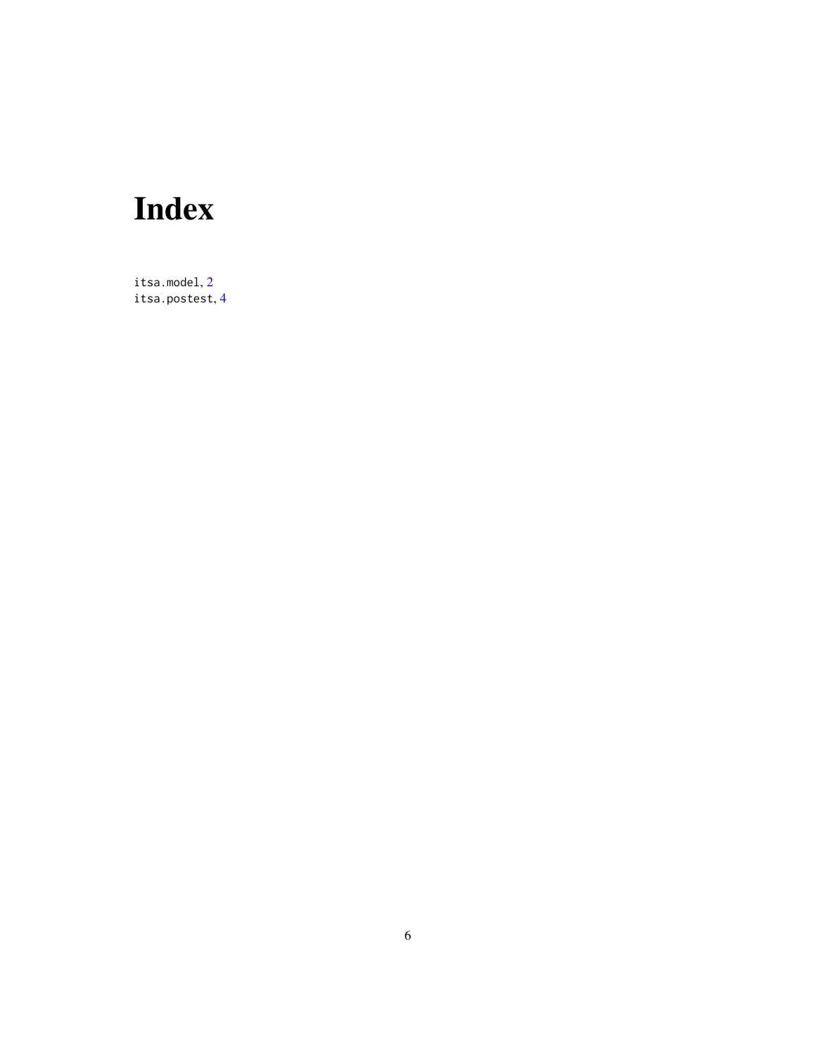# Index

itsa.model, 2
itsa.postest, 4